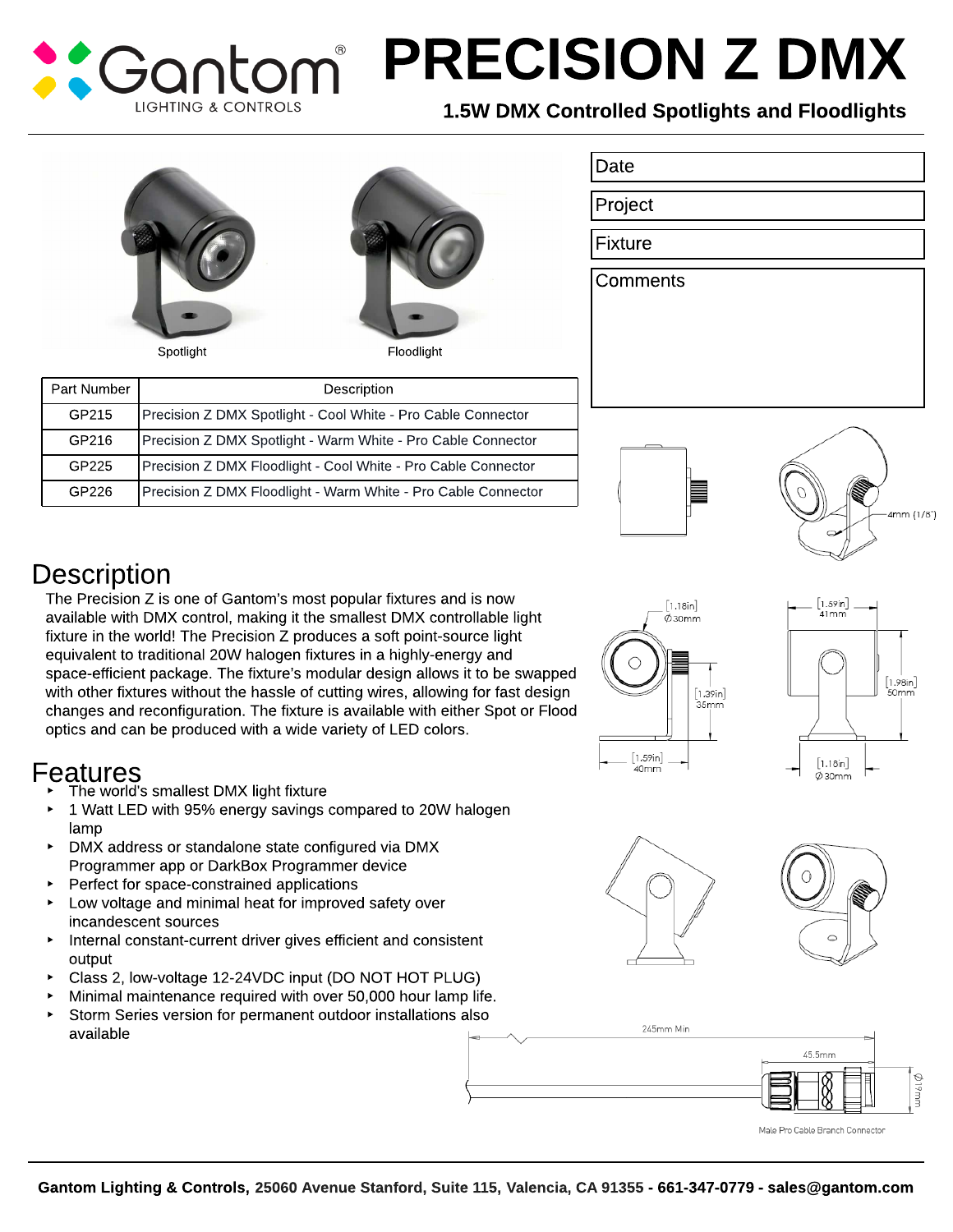# PRECISION Z DMX

**1.5W DMX Controlled Spotlights and Floodlights**

Spotlight

Floodlight

| Part Number | Description |
|---|---|
| GP215 | Precision Z DMX Spotlight - Cool White - Pro Cable Connector |
| GP216 | Precision Z DMX Spotlight - Warm White - Pro Cable Connector |
| GP225 | Precision Z DMX Floodlight - Cool White - Pro Cable Connector |
| GP226 | Precision Z DMX Floodlight - Warm White - Pro Cable Connector |

| Date |
|---|
| Project |
| Fixture |
| Comments |

4mm (1/8")

[1.18in] Ø 30mm

[1.39in] 35mm

[1.59in] 40mm

[1.59in] 41mm

[1.98in] 50mm

[1.18in] Ø 30mm

## Description

The Precision Z is one of Gantom's most popular fixtures and is now available with DMX control, making it the smallest DMX controllable light fixture in the world! The Precision Z produces a soft point-source light equivalent to traditional 20W halogen fixtures in a highly-energy and space-efficient package. The fixture's modular design allows it to be swapped with other fixtures without the hassle of cutting wires, allowing for fast design changes and reconfiguration. The fixture is available with either Spot or Flood optics and can be produced with a wide variety of LED colors.

## Features

- The world's smallest DMX light fixture
- 1 Watt LED with 95% energy savings compared to 20W halogen lamp
- DMX address or standalone state configured via DMX Programmer app or DarkBox Programmer device
- Perfect for space-constrained applications
- Low voltage and minimal heat for improved safety over incandescent sources
- Internal constant-current driver gives efficient and consistent output
- Class 2, low-voltage 12-24VDC input (DO NOT HOT PLUG)
- Minimal maintenance required with over 50,000 hour lamp life.
- Storm Series version for permanent outdoor installations also available

245mm Min

45.5mm

Ø 19mm

Male Pro Cable Branch Connector

**Gantom Lighting & Controls, 25060 Avenue Stanford, Suite 115, Valencia, CA 91355 - 661-347-0779 - sales@gantom.com**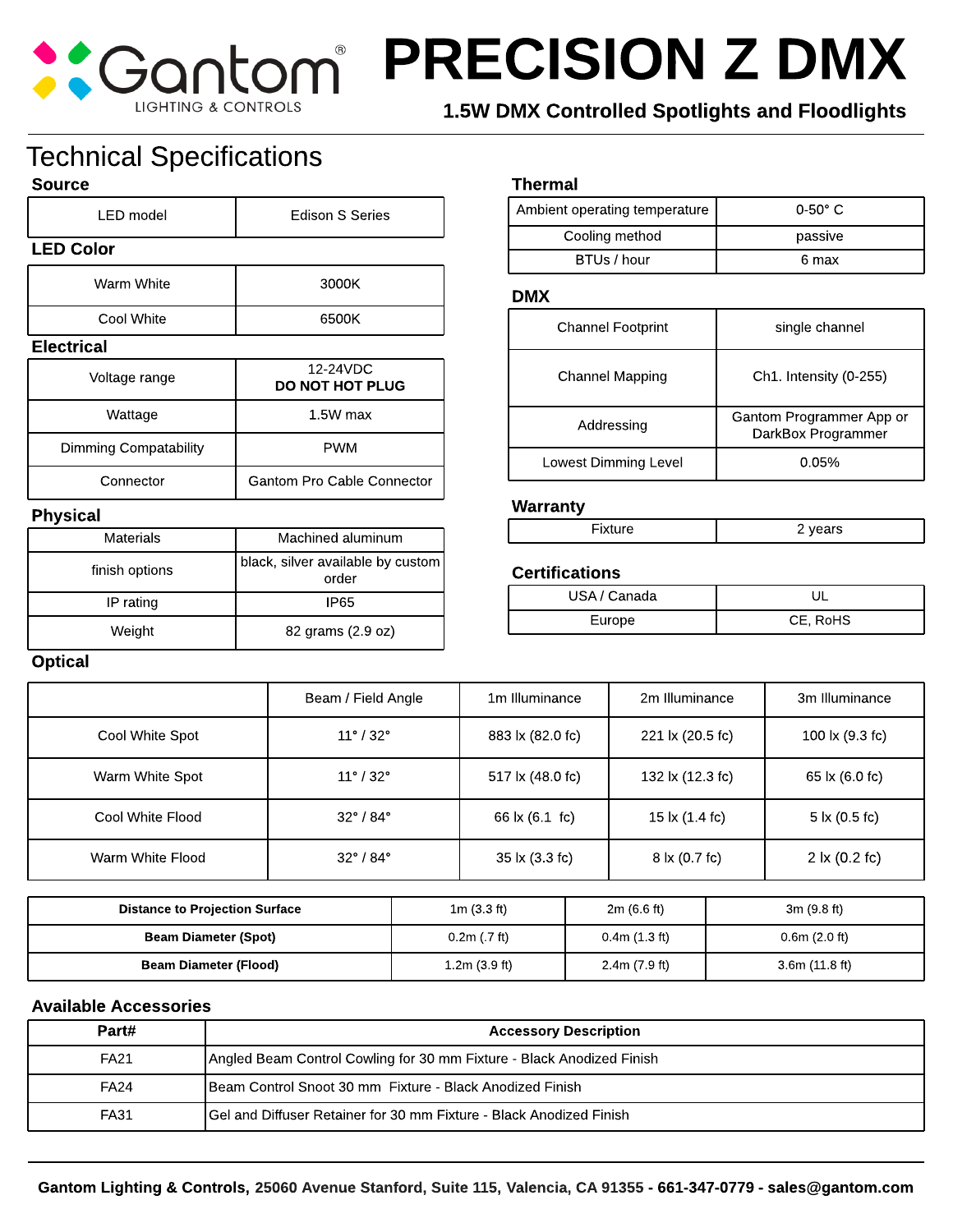# Gantom® LIGHTING & CONTROLS

# PRECISION Z DMX

**1.5W DMX Controlled Spotlights and Floodlights**

## Technical Specifications

### Source

| | |
|---|---|
| LED model | Edison S Series |

### LED Color

| | |
|---|---|
| Warm White | 3000K |
| Cool White | 6500K |

### Electrical

| | |
|---|---|
| Voltage range | 12-24VDC **DO NOT HOT PLUG** |
| Wattage | 1.5W max |
| Dimming Compatability | PWM |
| Connector | Gantom Pro Cable Connector |

### Physical

| | |
|---|---|
| Materials | Machined aluminum |
| finish options | black, silver available by custom order |
| IP rating | IP65 |
| Weight | 82 grams (2.9 oz) |

### Thermal

| | |
|---|---|
| Ambient operating temperature | 0-50° C |
| Cooling method | passive |
| BTUs / hour | 6 max |

### DMX

| | |
|---|---|
| Channel Footprint | single channel |
| Channel Mapping | Ch1. Intensity (0-255) |
| Addressing | Gantom Programmer App or DarkBox Programmer |
| Lowest Dimming Level | 0.05% |

### Warranty

| | |
|---|---|
| Fixture | 2 years |

### Certifications

| | |
|---|---|
| USA / Canada | UL |
| Europe | CE, RoHS |

### Optical

| | Beam / Field Angle | 1m Illuminance | 2m Illuminance | 3m Illuminance |
|---|---|---|---|---|
| Cool White Spot | 11° / 32° | 883 lx (82.0 fc) | 221 lx (20.5 fc) | 100 lx (9.3 fc) |
| Warm White Spot | 11° / 32° | 517 lx (48.0 fc) | 132 lx (12.3 fc) | 65 lx (6.0 fc) |
| Cool White Flood | 32° / 84° | 66 lx (6.1 fc) | 15 lx (1.4 fc) | 5 lx (0.5 fc) |
| Warm White Flood | 32° / 84° | 35 lx (3.3 fc) | 8 lx (0.7 fc) | 2 lx (0.2 fc) |

| **Distance to Projection Surface** | 1m (3.3 ft) | 2m (6.6 ft) | 3m (9.8 ft) |
|---|---|---|---|
| **Beam Diameter (Spot)** | 0.2m (.7 ft) | 0.4m (1.3 ft) | 0.6m (2.0 ft) |
| **Beam Diameter (Flood)** | 1.2m (3.9 ft) | 2.4m (7.9 ft) | 3.6m (11.8 ft) |

### Available Accessories

| Part# | Accessory Description |
|---|---|
| FA21 | Angled Beam Control Cowling for 30 mm Fixture - Black Anodized Finish |
| FA24 | Beam Control Snoot 30 mm Fixture - Black Anodized Finish |
| FA31 | Gel and Diffuser Retainer for 30 mm Fixture - Black Anodized Finish |

**Gantom Lighting & Controls, 25060 Avenue Stanford, Suite 115, Valencia, CA 91355 - 661-347-0779 - sales@gantom.com**